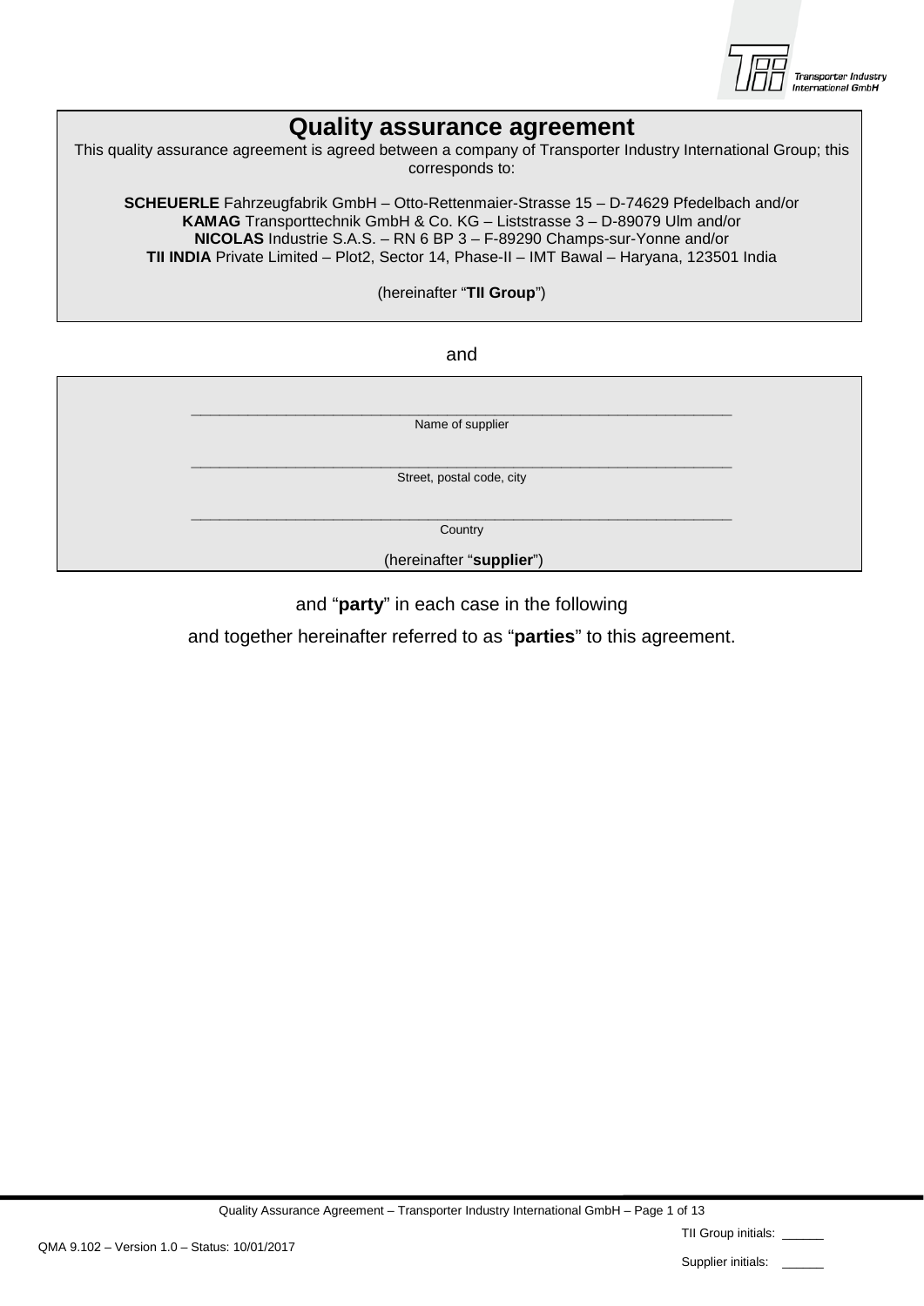# Quality assurance agreement

This quality assurance agreement is agreed between a company of Transporter Industry International Group; this corresponds to:

**SCHEUERLE** Fahrzeugfabrik GmbH – Otto-Rettenmaier-Strasse 15 – D-74629 Pfedelbach and/or
**KAMAG** Transporttechnik GmbH & Co. KG – Liststrasse 3 – D-89079 Ulm and/or
**NICOLAS** Industrie S.A.S. – RN 6 BP 3 – F-89290 Champs-sur-Yonne and/or
**TII INDIA** Private Limited – Plot2, Sector 14, Phase-II – IMT Bawal – Haryana, 123501 India

(hereinafter "**TII Group**")

and

\_\_\_\_\_\_\_\_\_\_\_\_\_\_\_\_\_\_\_\_\_\_\_\_\_\_\_\_\_\_\_\_\_\_\_\_\_\_\_\_\_\_\_\_\_\_\_\_\_\_\_\_\_\_\_\_\_\_\_\_\_\_
Name of supplier

\_\_\_\_\_\_\_\_\_\_\_\_\_\_\_\_\_\_\_\_\_\_\_\_\_\_\_\_\_\_\_\_\_\_\_\_\_\_\_\_\_\_\_\_\_\_\_\_\_\_\_\_\_\_\_\_\_\_\_\_\_\_
Street, postal code, city

\_\_\_\_\_\_\_\_\_\_\_\_\_\_\_\_\_\_\_\_\_\_\_\_\_\_\_\_\_\_\_\_\_\_\_\_\_\_\_\_\_\_\_\_\_\_\_\_\_\_\_\_\_\_\_\_\_\_\_\_\_\_
Country

(hereinafter "**supplier**")

and "**party**" in each case in the following

and together hereinafter referred to as "**parties**" to this agreement.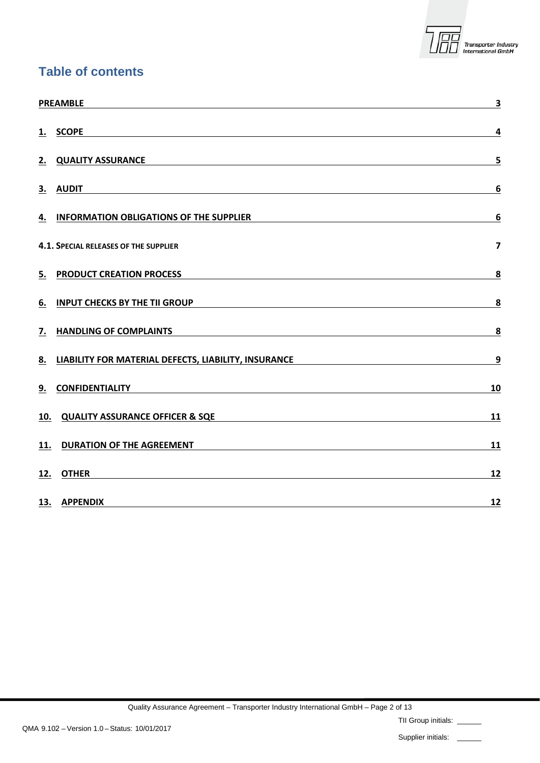## Table of contents

| | |
|---|---|
| **PREAMBLE** | **3** |
| **1. SCOPE** | **4** |
| **2. QUALITY ASSURANCE** | **5** |
| **3. AUDIT** | **6** |
| **4. INFORMATION OBLIGATIONS OF THE SUPPLIER** | **6** |
| **4.1. SPECIAL RELEASES OF THE SUPPLIER** | **7** |
| **5. PRODUCT CREATION PROCESS** | **8** |
| **6. INPUT CHECKS BY THE TII GROUP** | **8** |
| **7. HANDLING OF COMPLAINTS** | **8** |
| **8. LIABILITY FOR MATERIAL DEFECTS, LIABILITY, INSURANCE** | **9** |
| **9. CONFIDENTIALITY** | **10** |
| **10. QUALITY ASSURANCE OFFICER & SQE** | **11** |
| **11. DURATION OF THE AGREEMENT** | **11** |
| **12. OTHER** | **12** |
| **13. APPENDIX** | **12** |

TII Group initials: ______

Supplier initials: ______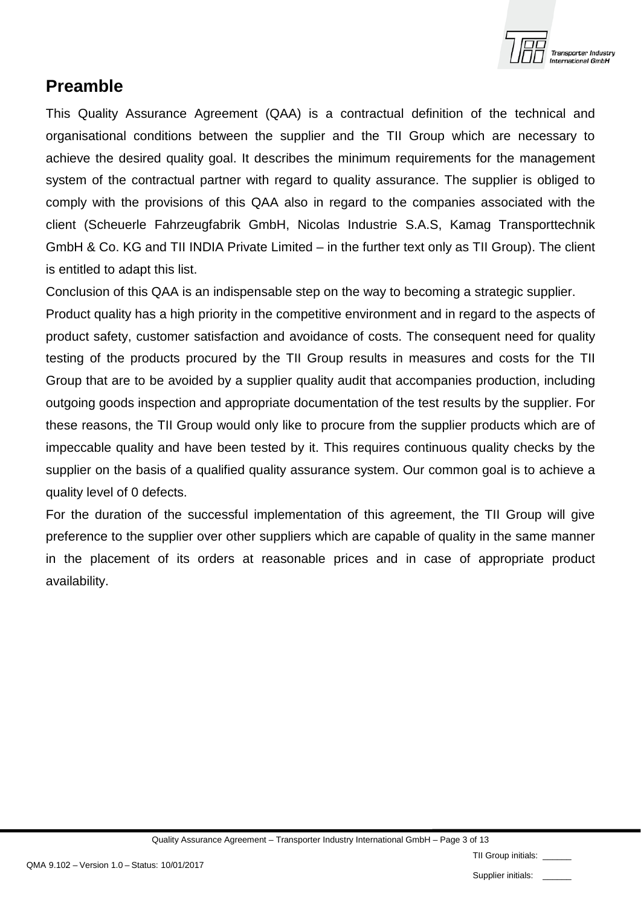## Preamble

This Quality Assurance Agreement (QAA) is a contractual definition of the technical and organisational conditions between the supplier and the TII Group which are necessary to achieve the desired quality goal. It describes the minimum requirements for the management system of the contractual partner with regard to quality assurance. The supplier is obliged to comply with the provisions of this QAA also in regard to the companies associated with the client (Scheuerle Fahrzeugfabrik GmbH, Nicolas Industrie S.A.S, Kamag Transporttechnik GmbH & Co. KG and TII INDIA Private Limited – in the further text only as TII Group). The client is entitled to adapt this list.

Conclusion of this QAA is an indispensable step on the way to becoming a strategic supplier.

Product quality has a high priority in the competitive environment and in regard to the aspects of product safety, customer satisfaction and avoidance of costs. The consequent need for quality testing of the products procured by the TII Group results in measures and costs for the TII Group that are to be avoided by a supplier quality audit that accompanies production, including outgoing goods inspection and appropriate documentation of the test results by the supplier. For these reasons, the TII Group would only like to procure from the supplier products which are of impeccable quality and have been tested by it. This requires continuous quality checks by the supplier on the basis of a qualified quality assurance system. Our common goal is to achieve a quality level of 0 defects.

For the duration of the successful implementation of this agreement, the TII Group will give preference to the supplier over other suppliers which are capable of quality in the same manner in the placement of its orders at reasonable prices and in case of appropriate product availability.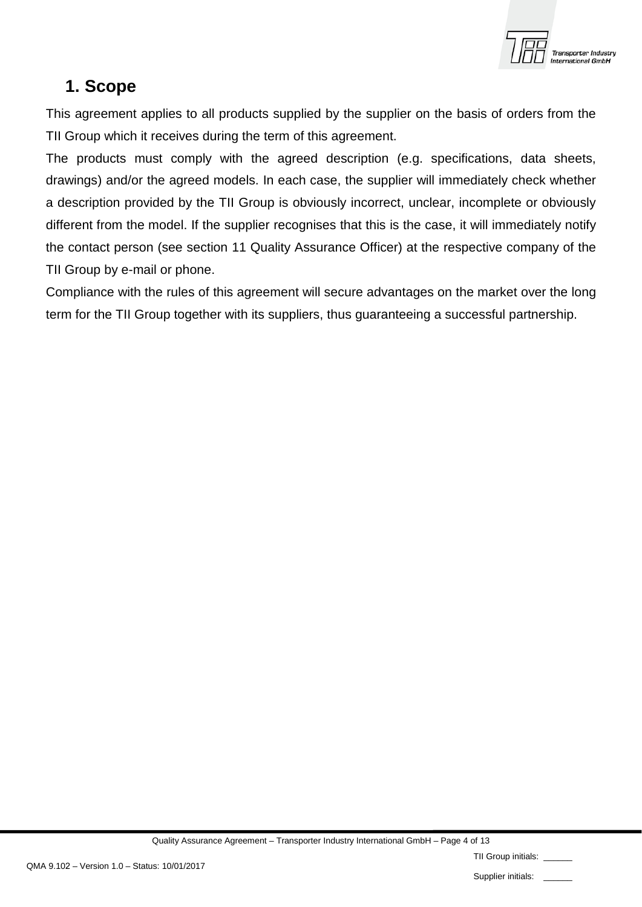## 1. Scope

This agreement applies to all products supplied by the supplier on the basis of orders from the TII Group which it receives during the term of this agreement.

The products must comply with the agreed description (e.g. specifications, data sheets, drawings) and/or the agreed models. In each case, the supplier will immediately check whether a description provided by the TII Group is obviously incorrect, unclear, incomplete or obviously different from the model. If the supplier recognises that this is the case, it will immediately notify the contact person (see section 11 Quality Assurance Officer) at the respective company of the TII Group by e-mail or phone.

Compliance with the rules of this agreement will secure advantages on the market over the long term for the TII Group together with its suppliers, thus guaranteeing a successful partnership.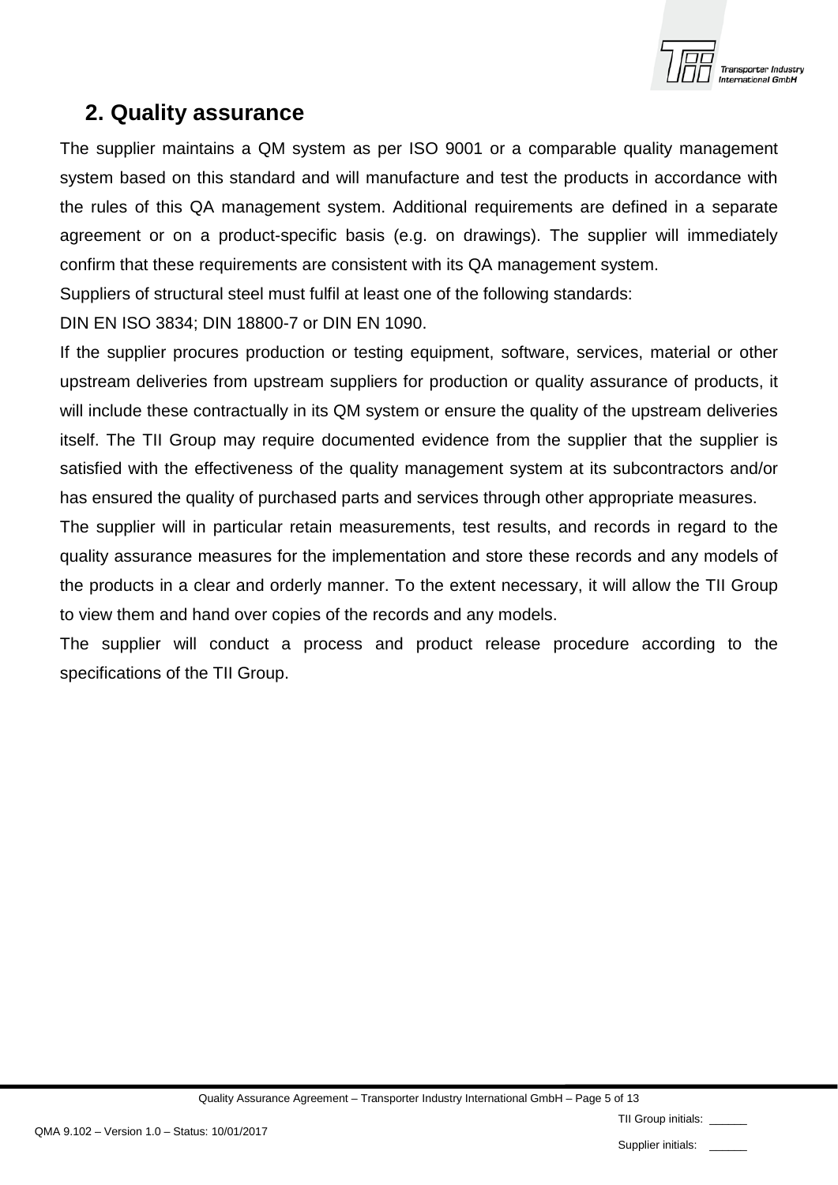## 2. Quality assurance

The supplier maintains a QM system as per ISO 9001 or a comparable quality management system based on this standard and will manufacture and test the products in accordance with the rules of this QA management system. Additional requirements are defined in a separate agreement or on a product-specific basis (e.g. on drawings). The supplier will immediately confirm that these requirements are consistent with its QA management system.

Suppliers of structural steel must fulfil at least one of the following standards:

DIN EN ISO 3834; DIN 18800-7 or DIN EN 1090.

If the supplier procures production or testing equipment, software, services, material or other upstream deliveries from upstream suppliers for production or quality assurance of products, it will include these contractually in its QM system or ensure the quality of the upstream deliveries itself. The TII Group may require documented evidence from the supplier that the supplier is satisfied with the effectiveness of the quality management system at its subcontractors and/or has ensured the quality of purchased parts and services through other appropriate measures.

The supplier will in particular retain measurements, test results, and records in regard to the quality assurance measures for the implementation and store these records and any models of the products in a clear and orderly manner. To the extent necessary, it will allow the TII Group to view them and hand over copies of the records and any models.

The supplier will conduct a process and product release procedure according to the specifications of the TII Group.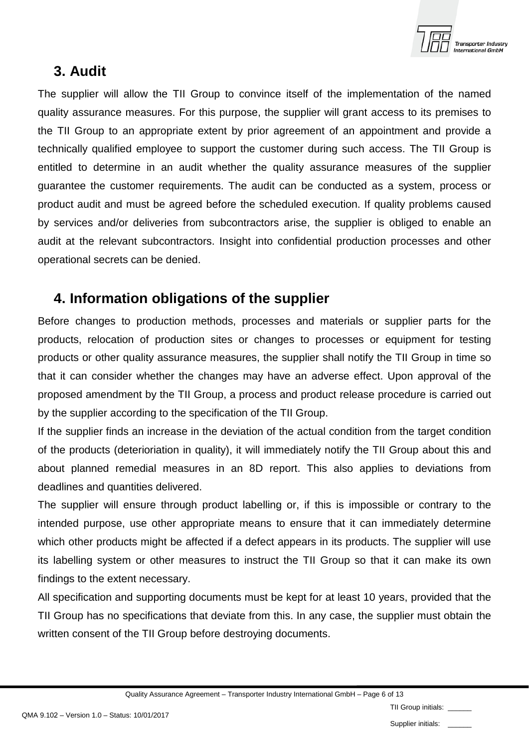## 3. Audit

The supplier will allow the TII Group to convince itself of the implementation of the named quality assurance measures. For this purpose, the supplier will grant access to its premises to the TII Group to an appropriate extent by prior agreement of an appointment and provide a technically qualified employee to support the customer during such access. The TII Group is entitled to determine in an audit whether the quality assurance measures of the supplier guarantee the customer requirements. The audit can be conducted as a system, process or product audit and must be agreed before the scheduled execution. If quality problems caused by services and/or deliveries from subcontractors arise, the supplier is obliged to enable an audit at the relevant subcontractors. Insight into confidential production processes and other operational secrets can be denied.

## 4. Information obligations of the supplier

Before changes to production methods, processes and materials or supplier parts for the products, relocation of production sites or changes to processes or equipment for testing products or other quality assurance measures, the supplier shall notify the TII Group in time so that it can consider whether the changes may have an adverse effect. Upon approval of the proposed amendment by the TII Group, a process and product release procedure is carried out by the supplier according to the specification of the TII Group.

If the supplier finds an increase in the deviation of the actual condition from the target condition of the products (deterioriation in quality), it will immediately notify the TII Group about this and about planned remedial measures in an 8D report. This also applies to deviations from deadlines and quantities delivered.

The supplier will ensure through product labelling or, if this is impossible or contrary to the intended purpose, use other appropriate means to ensure that it can immediately determine which other products might be affected if a defect appears in its products. The supplier will use its labelling system or other measures to instruct the TII Group so that it can make its own findings to the extent necessary.

All specification and supporting documents must be kept for at least 10 years, provided that the TII Group has no specifications that deviate from this. In any case, the supplier must obtain the written consent of the TII Group before destroying documents.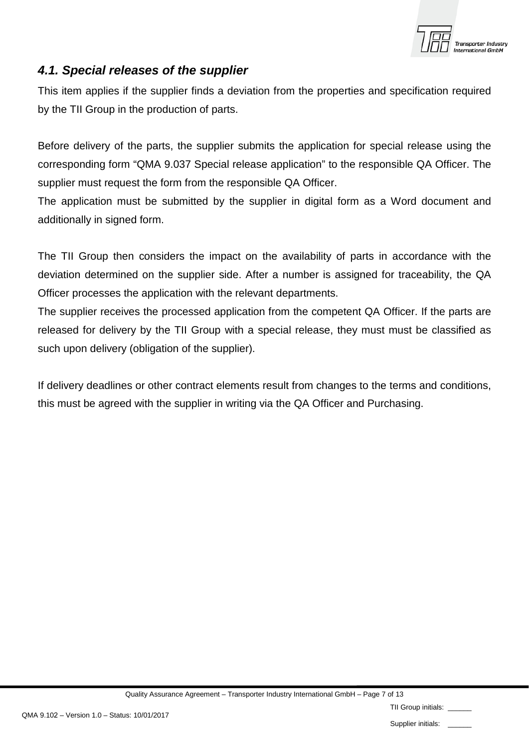### *4.1. Special releases of the supplier*

This item applies if the supplier finds a deviation from the properties and specification required by the TII Group in the production of parts.

Before delivery of the parts, the supplier submits the application for special release using the corresponding form “QMA 9.037 Special release application” to the responsible QA Officer. The supplier must request the form from the responsible QA Officer.

The application must be submitted by the supplier in digital form as a Word document and additionally in signed form.

The TII Group then considers the impact on the availability of parts in accordance with the deviation determined on the supplier side. After a number is assigned for traceability, the QA Officer processes the application with the relevant departments.

The supplier receives the processed application from the competent QA Officer. If the parts are released for delivery by the TII Group with a special release, they must must be classified as such upon delivery (obligation of the supplier).

If delivery deadlines or other contract elements result from changes to the terms and conditions, this must be agreed with the supplier in writing via the QA Officer and Purchasing.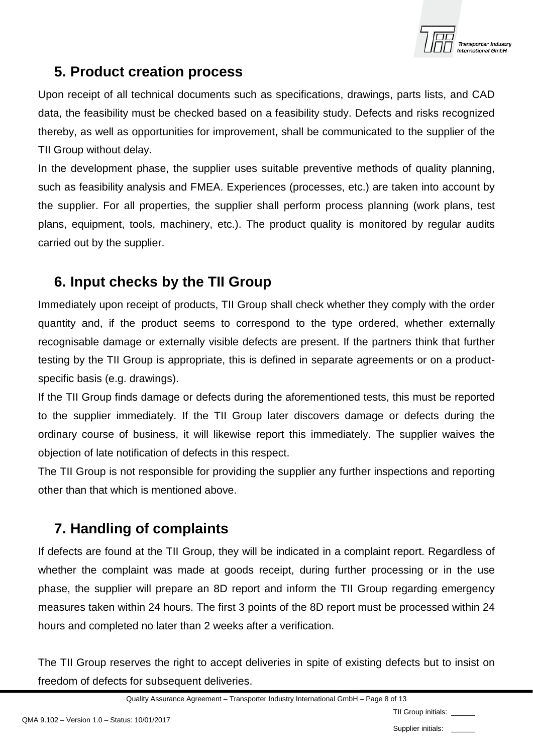## 5. Product creation process

Upon receipt of all technical documents such as specifications, drawings, parts lists, and CAD data, the feasibility must be checked based on a feasibility study. Defects and risks recognized thereby, as well as opportunities for improvement, shall be communicated to the supplier of the TII Group without delay.

In the development phase, the supplier uses suitable preventive methods of quality planning, such as feasibility analysis and FMEA. Experiences (processes, etc.) are taken into account by the supplier. For all properties, the supplier shall perform process planning (work plans, test plans, equipment, tools, machinery, etc.). The product quality is monitored by regular audits carried out by the supplier.

## 6. Input checks by the TII Group

Immediately upon receipt of products, TII Group shall check whether they comply with the order quantity and, if the product seems to correspond to the type ordered, whether externally recognisable damage or externally visible defects are present. If the partners think that further testing by the TII Group is appropriate, this is defined in separate agreements or on a product-specific basis (e.g. drawings).

If the TII Group finds damage or defects during the aforementioned tests, this must be reported to the supplier immediately. If the TII Group later discovers damage or defects during the ordinary course of business, it will likewise report this immediately. The supplier waives the objection of late notification of defects in this respect.

The TII Group is not responsible for providing the supplier any further inspections and reporting other than that which is mentioned above.

## 7. Handling of complaints

If defects are found at the TII Group, they will be indicated in a complaint report. Regardless of whether the complaint was made at goods receipt, during further processing or in the use phase, the supplier will prepare an 8D report and inform the TII Group regarding emergency measures taken within 24 hours. The first 3 points of the 8D report must be processed within 24 hours and completed no later than 2 weeks after a verification.

The TII Group reserves the right to accept deliveries in spite of existing defects but to insist on freedom of defects for subsequent deliveries.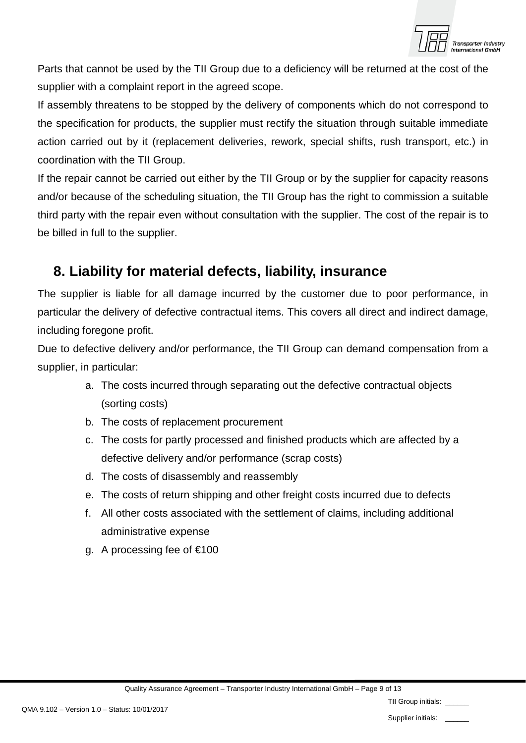Parts that cannot be used by the TII Group due to a deficiency will be returned at the cost of the supplier with a complaint report in the agreed scope.

If assembly threatens to be stopped by the delivery of components which do not correspond to the specification for products, the supplier must rectify the situation through suitable immediate action carried out by it (replacement deliveries, rework, special shifts, rush transport, etc.) in coordination with the TII Group.

If the repair cannot be carried out either by the TII Group or by the supplier for capacity reasons and/or because of the scheduling situation, the TII Group has the right to commission a suitable third party with the repair even without consultation with the supplier. The cost of the repair is to be billed in full to the supplier.

## 8. Liability for material defects, liability, insurance

The supplier is liable for all damage incurred by the customer due to poor performance, in particular the delivery of defective contractual items. This covers all direct and indirect damage, including foregone profit.

Due to defective delivery and/or performance, the TII Group can demand compensation from a supplier, in particular:

a. The costs incurred through separating out the defective contractual objects (sorting costs)
b. The costs of replacement procurement
c. The costs for partly processed and finished products which are affected by a defective delivery and/or performance (scrap costs)
d. The costs of disassembly and reassembly
e. The costs of return shipping and other freight costs incurred due to defects
f. All other costs associated with the settlement of claims, including additional administrative expense
g. A processing fee of €100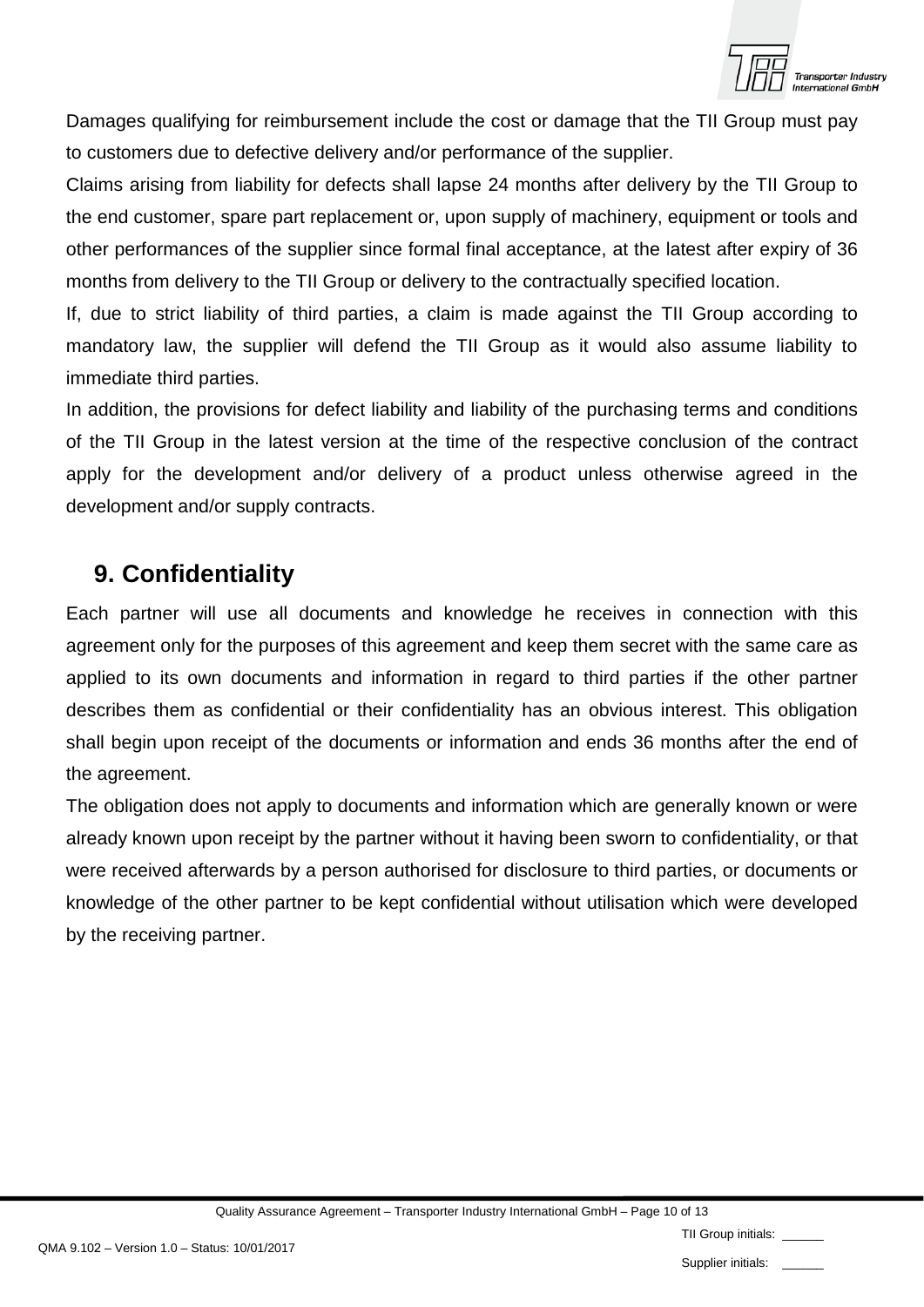Damages qualifying for reimbursement include the cost or damage that the TII Group must pay to customers due to defective delivery and/or performance of the supplier.

Claims arising from liability for defects shall lapse 24 months after delivery by the TII Group to the end customer, spare part replacement or, upon supply of machinery, equipment or tools and other performances of the supplier since formal final acceptance, at the latest after expiry of 36 months from delivery to the TII Group or delivery to the contractually specified location.

If, due to strict liability of third parties, a claim is made against the TII Group according to mandatory law, the supplier will defend the TII Group as it would also assume liability to immediate third parties.

In addition, the provisions for defect liability and liability of the purchasing terms and conditions of the TII Group in the latest version at the time of the respective conclusion of the contract apply for the development and/or delivery of a product unless otherwise agreed in the development and/or supply contracts.

## 9. Confidentiality

Each partner will use all documents and knowledge he receives in connection with this agreement only for the purposes of this agreement and keep them secret with the same care as applied to its own documents and information in regard to third parties if the other partner describes them as confidential or their confidentiality has an obvious interest. This obligation shall begin upon receipt of the documents or information and ends 36 months after the end of the agreement.

The obligation does not apply to documents and information which are generally known or were already known upon receipt by the partner without it having been sworn to confidentiality, or that were received afterwards by a person authorised for disclosure to third parties, or documents or knowledge of the other partner to be kept confidential without utilisation which were developed by the receiving partner.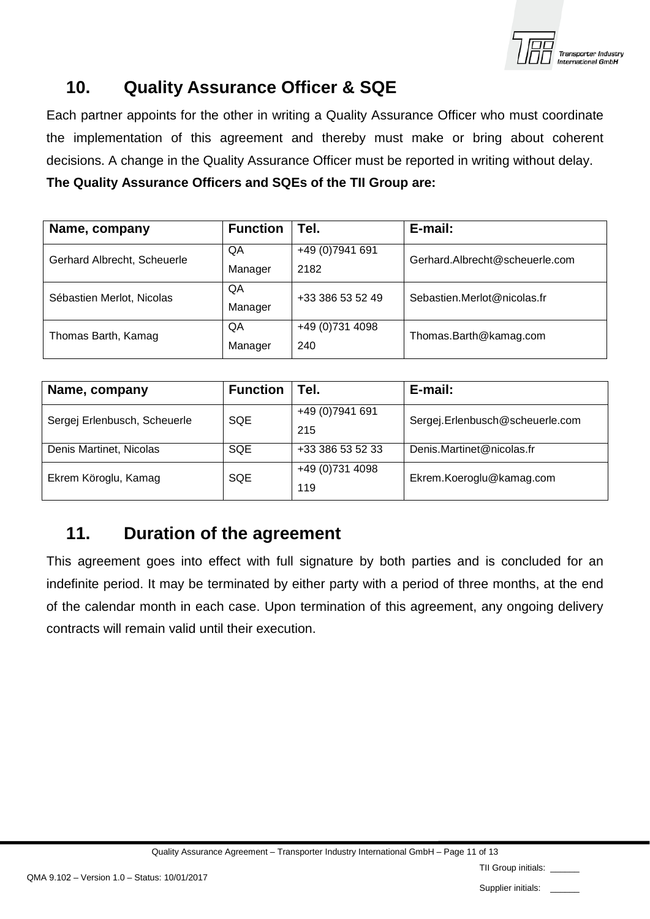## 10. Quality Assurance Officer & SQE

Each partner appoints for the other in writing a Quality Assurance Officer who must coordinate the implementation of this agreement and thereby must make or bring about coherent decisions. A change in the Quality Assurance Officer must be reported in writing without delay.

**The Quality Assurance Officers and SQEs of the TII Group are:**

| Name, company | Function | Tel. | E-mail: |
|---|---|---|---|
| Gerhard Albrecht, Scheuerle | QA Manager | +49 (0)7941 691 2182 | Gerhard.Albrecht@scheuerle.com |
| Sébastien Merlot, Nicolas | QA Manager | +33 386 53 52 49 | Sebastien.Merlot@nicolas.fr |
| Thomas Barth, Kamag | QA Manager | +49 (0)731 4098 240 | Thomas.Barth@kamag.com |

| Name, company | Function | Tel. | E-mail: |
|---|---|---|---|
| Sergej Erlenbusch, Scheuerle | SQE | +49 (0)7941 691 215 | Sergej.Erlenbusch@scheuerle.com |
| Denis Martinet, Nicolas | SQE | +33 386 53 52 33 | Denis.Martinet@nicolas.fr |
| Ekrem Köroglu, Kamag | SQE | +49 (0)731 4098 119 | Ekrem.Koeroglu@kamag.com |

## 11. Duration of the agreement

This agreement goes into effect with full signature by both parties and is concluded for an indefinite period. It may be terminated by either party with a period of three months, at the end of the calendar month in each case. Upon termination of this agreement, any ongoing delivery contracts will remain valid until their execution.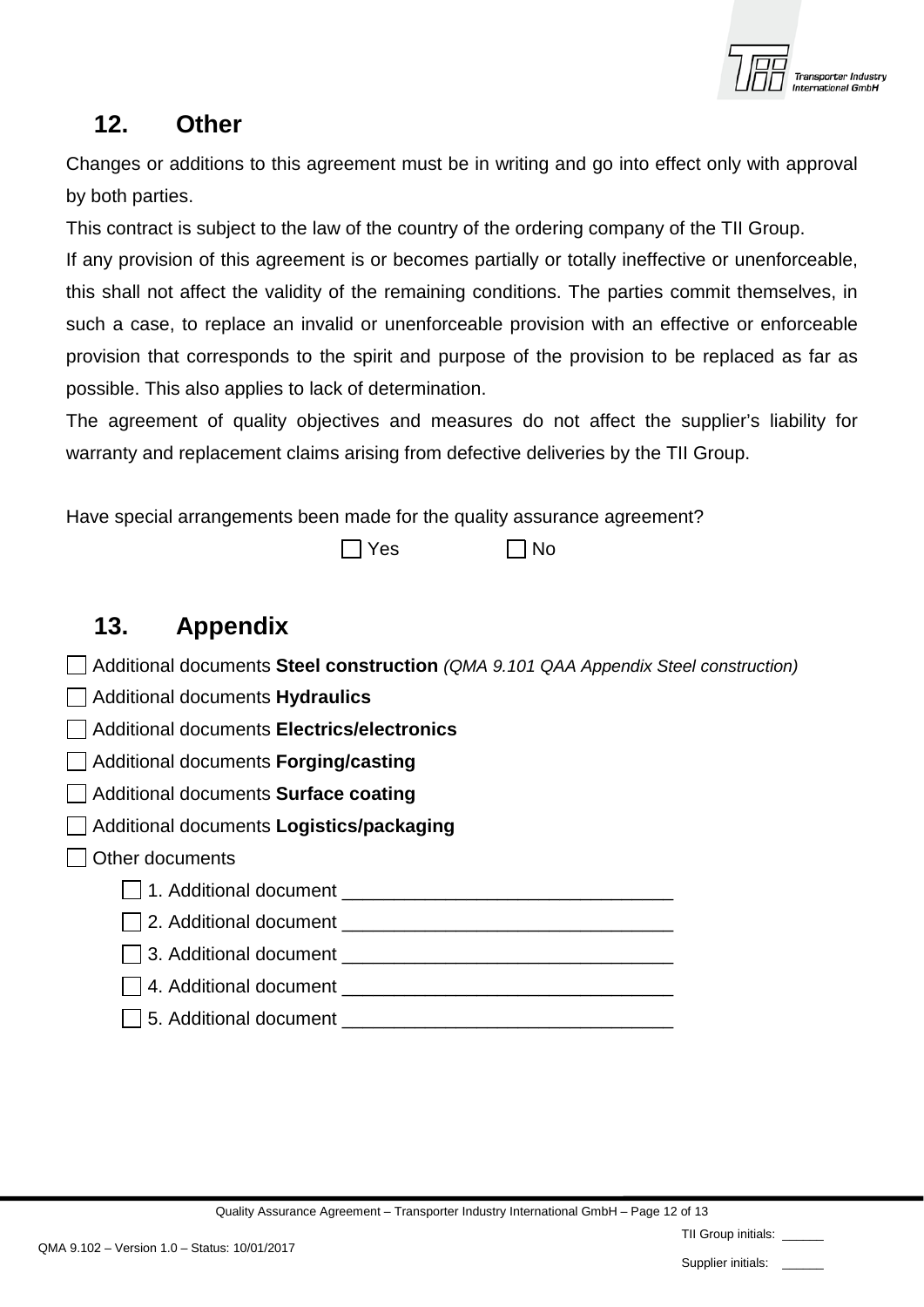## 12. Other

Changes or additions to this agreement must be in writing and go into effect only with approval by both parties.

This contract is subject to the law of the country of the ordering company of the TII Group.

If any provision of this agreement is or becomes partially or totally ineffective or unenforceable, this shall not affect the validity of the remaining conditions. The parties commit themselves, in such a case, to replace an invalid or unenforceable provision with an effective or enforceable provision that corresponds to the spirit and purpose of the provision to be replaced as far as possible. This also applies to lack of determination.

The agreement of quality objectives and measures do not affect the supplier's liability for warranty and replacement claims arising from defective deliveries by the TII Group.

Have special arrangements been made for the quality assurance agreement?

☐ Yes ☐ No

## 13. Appendix

☐ Additional documents **Steel construction** *(QMA 9.101 QAA Appendix Steel construction)*

☐ Additional documents **Hydraulics**

☐ Additional documents **Electrics/electronics**

☐ Additional documents **Forging/casting**

☐ Additional documents **Surface coating**

☐ Additional documents **Logistics/packaging**

☐ Other documents

- ☐ 1. Additional document ________________________________
- ☐ 2. Additional document ________________________________
- ☐ 3. Additional document ________________________________
- ☐ 4. Additional document ________________________________
- ☐ 5. Additional document ________________________________

TII Group initials: ______

Supplier initials: ______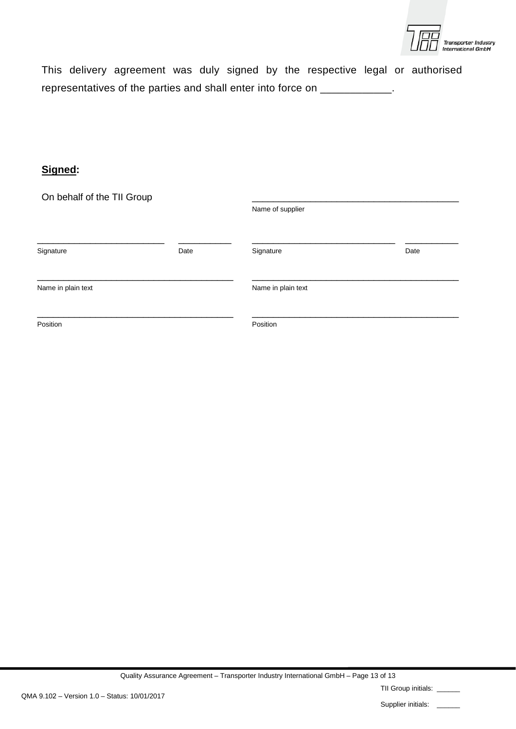This delivery agreement was duly signed by the respective legal or authorised representatives of the parties and shall enter into force on ____________.

**Signed:**

| On behalf of the TII Group | | ____________________ Name of supplier | |
|---|---|---|---|
| ____________________ Signature | __________ Date | ____________________ Signature | __________ Date |
| ____________________ Name in plain text | | ____________________ Name in plain text | |
| ____________________ Position | | ____________________ Position | |

TII Group initials: ______

Supplier initials: ______